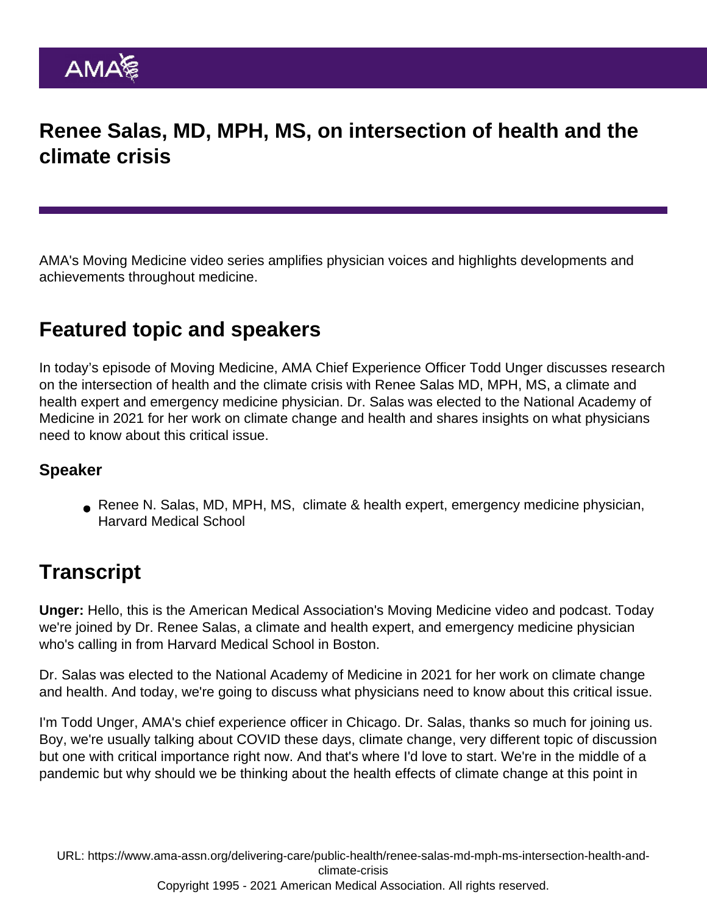# Renee Salas, MD, MPH, MS, on intersection of health and the climate crisis

AMA's Moving Medicine video series amplifies physician voices and highlights developments and achievements throughout medicine.

## Featured topic and speakers

In today's episode of Moving Medicine, AMA Chief Experience Officer Todd Unger discusses research on the intersection of health and the climate crisis with Renee Salas MD, MPH, MS, a climate and health expert and emergency medicine physician. Dr. Salas was elected to the National Academy of Medicine in 2021 for her work on climate change and health and shares insights on what physicians need to know about this critical issue.

### Speaker

- Renee N. Salas, MD, MPH, MS, climate & health expert, emergency medicine physician, Harvard Medical School

## Transcript

**Unger:** Hello, this is the American Medical Association's Moving Medicine video and podcast. Today we're joined by Dr. Renee Salas, a climate and health expert, and emergency medicine physician who's calling in from Harvard Medical School in Boston.

Dr. Salas was elected to the National Academy of Medicine in 2021 for her work on climate change and health. And today, we're going to discuss what physicians need to know about this critical issue.

I'm Todd Unger, AMA's chief experience officer in Chicago. Dr. Salas, thanks so much for joining us. Boy, we're usually talking about COVID these days, climate change, very different topic of discussion but one with critical importance right now. And that's where I'd love to start. We're in the middle of a pandemic but why should we be thinking about the health effects of climate change at this point in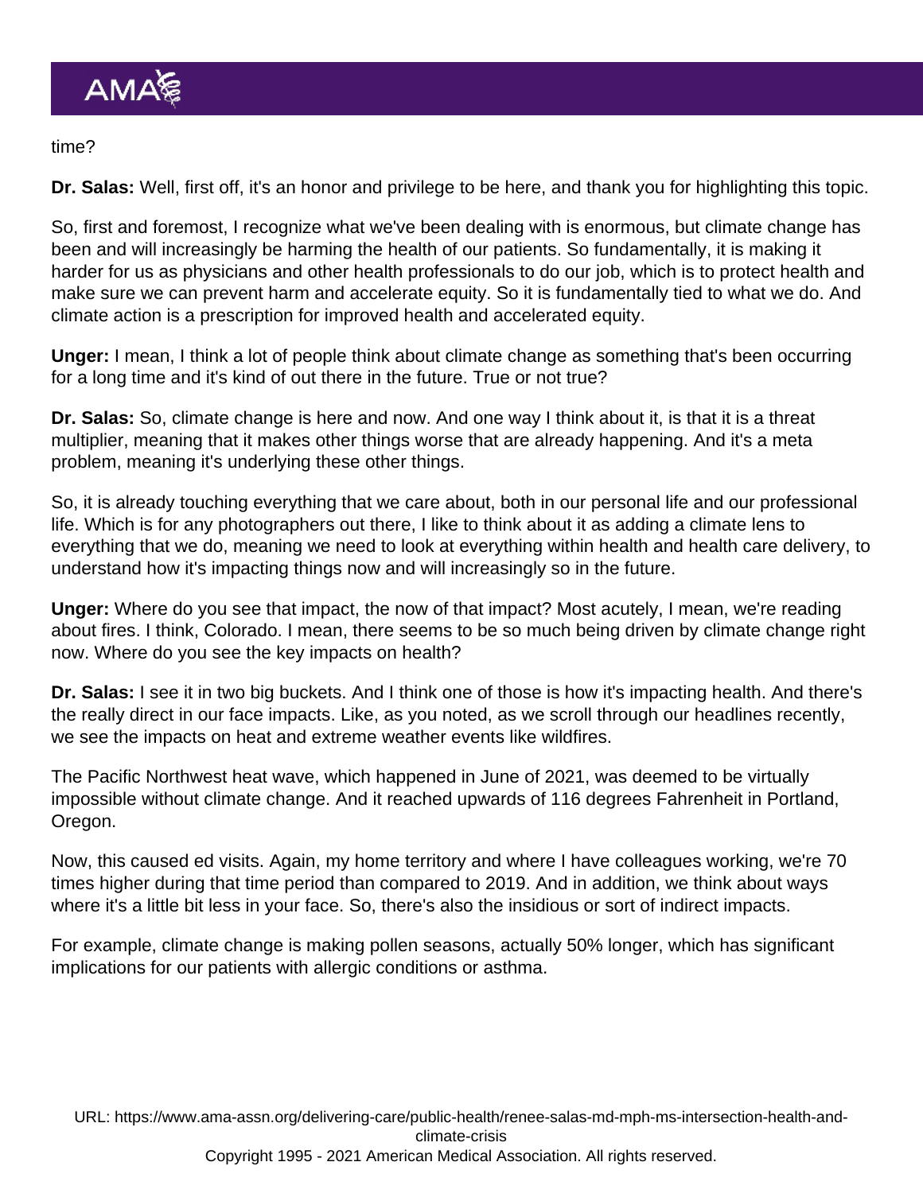time?

**Dr. Salas:** Well, first off, it's an honor and privilege to be here, and thank you for highlighting this topic.

So, first and foremost, I recognize what we've been dealing with is enormous, but climate change has been and will increasingly be harming the health of our patients. So fundamentally, it is making it harder for us as physicians and other health professionals to do our job, which is to protect health and make sure we can prevent harm and accelerate equity. So it is fundamentally tied to what we do. And climate action is a prescription for improved health and accelerated equity.

**Unger:** I mean, I think a lot of people think about climate change as something that's been occurring for a long time and it's kind of out there in the future. True or not true?

**Dr. Salas:** So, climate change is here and now. And one way I think about it, is that it is a threat multiplier, meaning that it makes other things worse that are already happening. And it's a meta problem, meaning it's underlying these other things.

So, it is already touching everything that we care about, both in our personal life and our professional life. Which is for any photographers out there, I like to think about it as adding a climate lens to everything that we do, meaning we need to look at everything within health and health care delivery, to understand how it's impacting things now and will increasingly so in the future.

**Unger:** Where do you see that impact, the now of that impact? Most acutely, I mean, we're reading about fires. I think, Colorado. I mean, there seems to be so much being driven by climate change right now. Where do you see the key impacts on health?

**Dr. Salas:** I see it in two big buckets. And I think one of those is how it's impacting health. And there's the really direct in our face impacts. Like, as you noted, as we scroll through our headlines recently, we see the impacts on heat and extreme weather events like wildfires.

The Pacific Northwest heat wave, which happened in June of 2021, was deemed to be virtually impossible without climate change. And it reached upwards of 116 degrees Fahrenheit in Portland, Oregon.

Now, this caused ed visits. Again, my home territory and where I have colleagues working, we're 70 times higher during that time period than compared to 2019. And in addition, we think about ways where it's a little bit less in your face. So, there's also the insidious or sort of indirect impacts.

For example, climate change is making pollen seasons, actually 50% longer, which has significant implications for our patients with allergic conditions or asthma.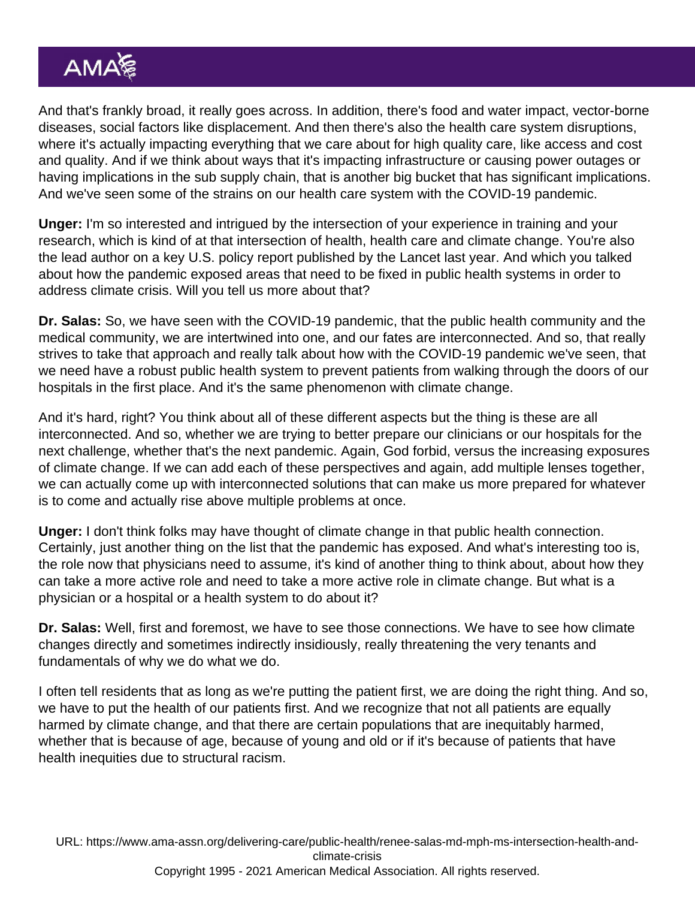And that's frankly broad, it really goes across. In addition, there's food and water impact, vector-borne diseases, social factors like displacement. And then there's also the health care system disruptions, where it's actually impacting everything that we care about for high quality care, like access and cost and quality. And if we think about ways that it's impacting infrastructure or causing power outages or having implications in the sub supply chain, that is another big bucket that has significant implications. And we've seen some of the strains on our health care system with the COVID-19 pandemic.

**Unger:** I'm so interested and intrigued by the intersection of your experience in training and your research, which is kind of at that intersection of health, health care and climate change. You're also the lead author on a key U.S. policy report published by the Lancet last year. And which you talked about how the pandemic exposed areas that need to be fixed in public health systems in order to address climate crisis. Will you tell us more about that?

**Dr. Salas:** So, we have seen with the COVID-19 pandemic, that the public health community and the medical community, we are intertwined into one, and our fates are interconnected. And so, that really strives to take that approach and really talk about how with the COVID-19 pandemic we've seen, that we need have a robust public health system to prevent patients from walking through the doors of our hospitals in the first place. And it's the same phenomenon with climate change.

And it's hard, right? You think about all of these different aspects but the thing is these are all interconnected. And so, whether we are trying to better prepare our clinicians or our hospitals for the next challenge, whether that's the next pandemic. Again, God forbid, versus the increasing exposures of climate change. If we can add each of these perspectives and again, add multiple lenses together, we can actually come up with interconnected solutions that can make us more prepared for whatever is to come and actually rise above multiple problems at once.

**Unger:** I don't think folks may have thought of climate change in that public health connection. Certainly, just another thing on the list that the pandemic has exposed. And what's interesting too is, the role now that physicians need to assume, it's kind of another thing to think about, about how they can take a more active role and need to take a more active role in climate change. But what is a physician or a hospital or a health system to do about it?

**Dr. Salas:** Well, first and foremost, we have to see those connections. We have to see how climate changes directly and sometimes indirectly insidiously, really threatening the very tenants and fundamentals of why we do what we do.

I often tell residents that as long as we're putting the patient first, we are doing the right thing. And so, we have to put the health of our patients first. And we recognize that not all patients are equally harmed by climate change, and that there are certain populations that are inequitably harmed, whether that is because of age, because of young and old or if it's because of patients that have health inequities due to structural racism.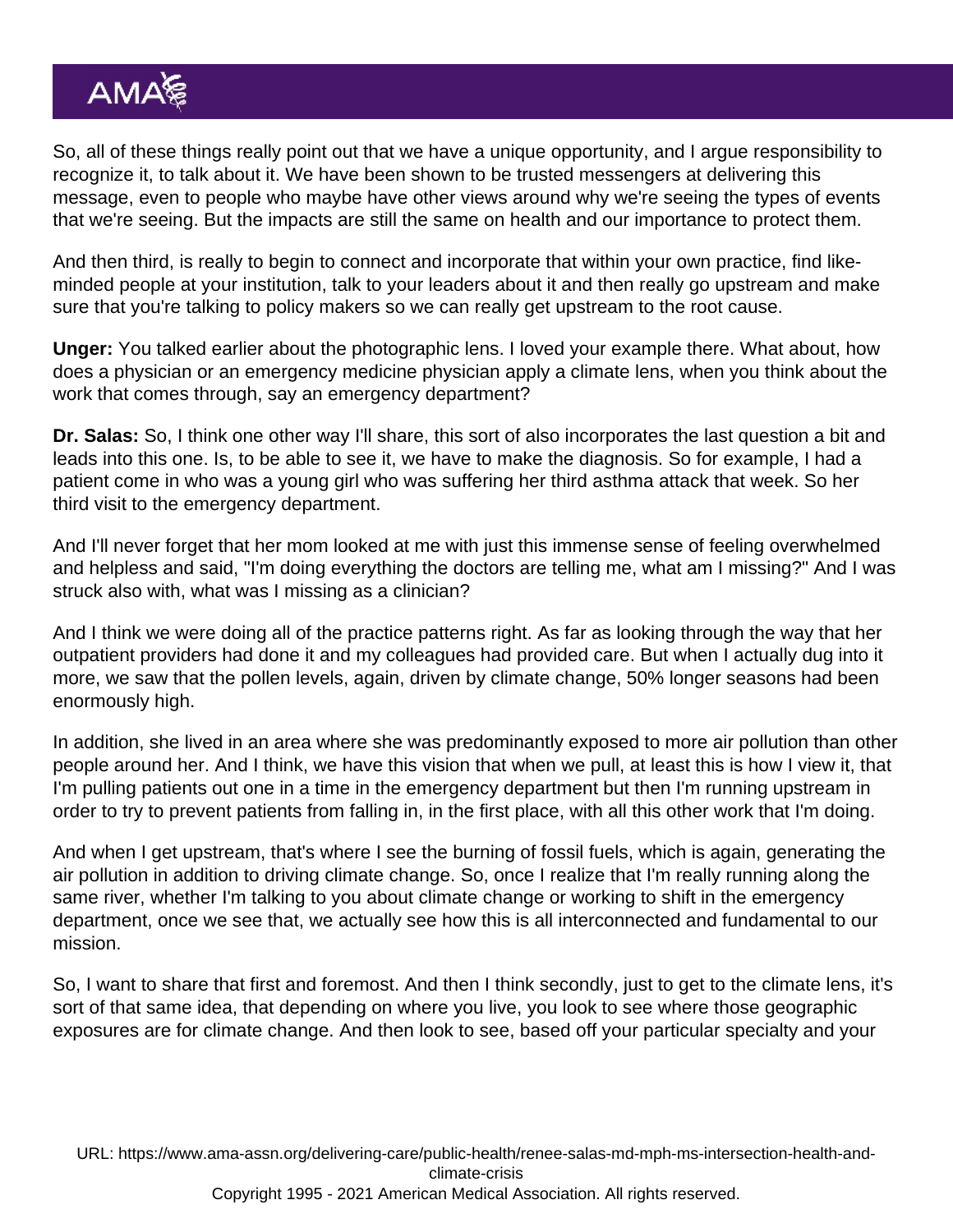So, all of these things really point out that we have a unique opportunity, and I argue responsibility to recognize it, to talk about it. We have been shown to be trusted messengers at delivering this message, even to people who maybe have other views around why we're seeing the types of events that we're seeing. But the impacts are still the same on health and our importance to protect them.

And then third, is really to begin to connect and incorporate that within your own practice, find like-minded people at your institution, talk to your leaders about it and then really go upstream and make sure that you're talking to policy makers so we can really get upstream to the root cause.

**Unger:** You talked earlier about the photographic lens. I loved your example there. What about, how does a physician or an emergency medicine physician apply a climate lens, when you think about the work that comes through, say an emergency department?

**Dr. Salas:** So, I think one other way I'll share, this sort of also incorporates the last question a bit and leads into this one. Is, to be able to see it, we have to make the diagnosis. So for example, I had a patient come in who was a young girl who was suffering her third asthma attack that week. So her third visit to the emergency department.

And I'll never forget that her mom looked at me with just this immense sense of feeling overwhelmed and helpless and said, "I'm doing everything the doctors are telling me, what am I missing?" And I was struck also with, what was I missing as a clinician?

And I think we were doing all of the practice patterns right. As far as looking through the way that her outpatient providers had done it and my colleagues had provided care. But when I actually dug into it more, we saw that the pollen levels, again, driven by climate change, 50% longer seasons had been enormously high.

In addition, she lived in an area where she was predominantly exposed to more air pollution than other people around her. And I think, we have this vision that when we pull, at least this is how I view it, that I'm pulling patients out one in a time in the emergency department but then I'm running upstream in order to try to prevent patients from falling in, in the first place, with all this other work that I'm doing.

And when I get upstream, that's where I see the burning of fossil fuels, which is again, generating the air pollution in addition to driving climate change. So, once I realize that I'm really running along the same river, whether I'm talking to you about climate change or working to shift in the emergency department, once we see that, we actually see how this is all interconnected and fundamental to our mission.

So, I want to share that first and foremost. And then I think secondly, just to get to the climate lens, it's sort of that same idea, that depending on where you live, you look to see where those geographic exposures are for climate change. And then look to see, based off your particular specialty and your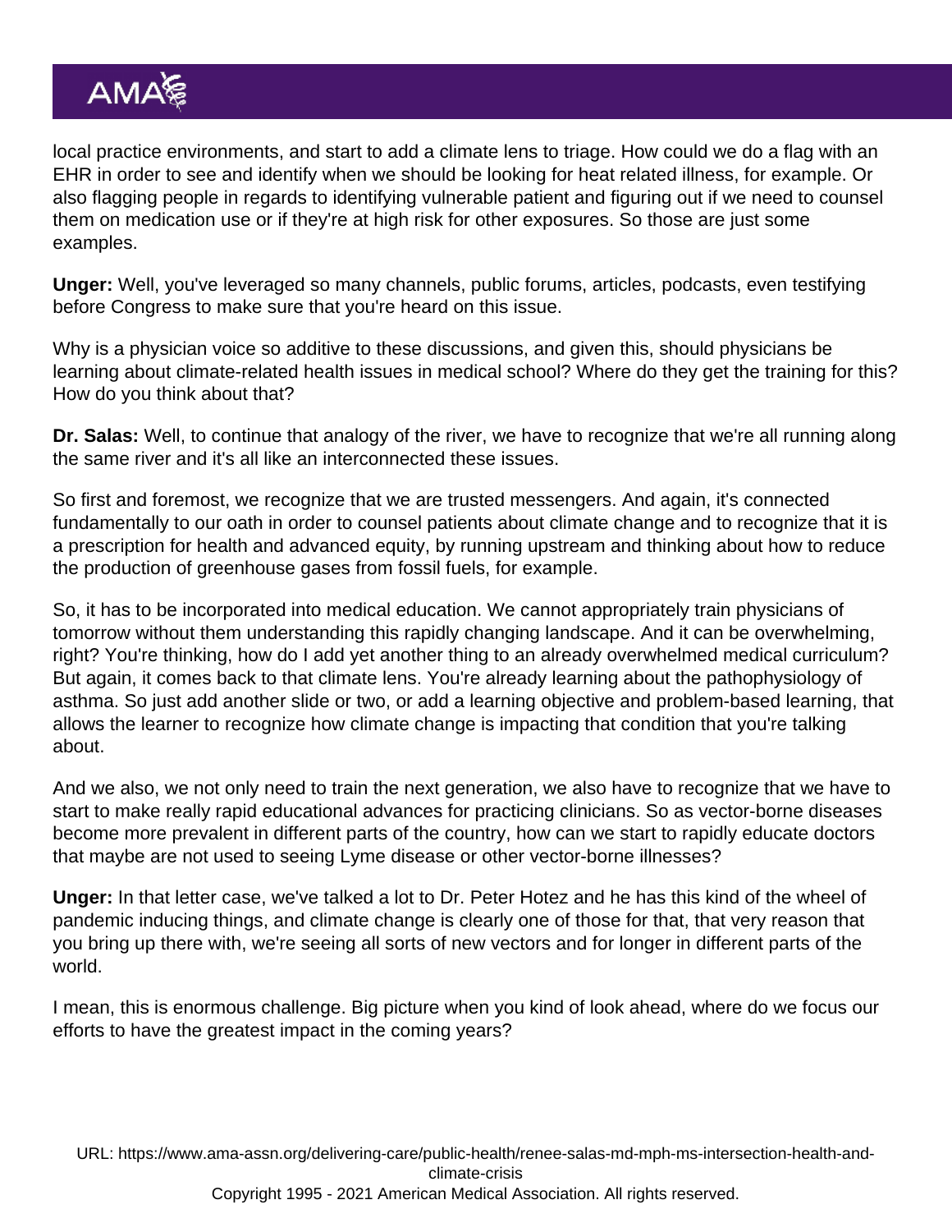local practice environments, and start to add a climate lens to triage. How could we do a flag with an EHR in order to see and identify when we should be looking for heat related illness, for example. Or also flagging people in regards to identifying vulnerable patient and figuring out if we need to counsel them on medication use or if they're at high risk for other exposures. So those are just some examples.

**Unger:** Well, you've leveraged so many channels, public forums, articles, podcasts, even testifying before Congress to make sure that you're heard on this issue.

Why is a physician voice so additive to these discussions, and given this, should physicians be learning about climate-related health issues in medical school? Where do they get the training for this? How do you think about that?

**Dr. Salas:** Well, to continue that analogy of the river, we have to recognize that we're all running along the same river and it's all like an interconnected these issues.

So first and foremost, we recognize that we are trusted messengers. And again, it's connected fundamentally to our oath in order to counsel patients about climate change and to recognize that it is a prescription for health and advanced equity, by running upstream and thinking about how to reduce the production of greenhouse gases from fossil fuels, for example.

So, it has to be incorporated into medical education. We cannot appropriately train physicians of tomorrow without them understanding this rapidly changing landscape. And it can be overwhelming, right? You're thinking, how do I add yet another thing to an already overwhelmed medical curriculum? But again, it comes back to that climate lens. You're already learning about the pathophysiology of asthma. So just add another slide or two, or add a learning objective and problem-based learning, that allows the learner to recognize how climate change is impacting that condition that you're talking about.

And we also, we not only need to train the next generation, we also have to recognize that we have to start to make really rapid educational advances for practicing clinicians. So as vector-borne diseases become more prevalent in different parts of the country, how can we start to rapidly educate doctors that maybe are not used to seeing Lyme disease or other vector-borne illnesses?

**Unger:** In that letter case, we've talked a lot to Dr. Peter Hotez and he has this kind of the wheel of pandemic inducing things, and climate change is clearly one of those for that, that very reason that you bring up there with, we're seeing all sorts of new vectors and for longer in different parts of the world.

I mean, this is enormous challenge. Big picture when you kind of look ahead, where do we focus our efforts to have the greatest impact in the coming years?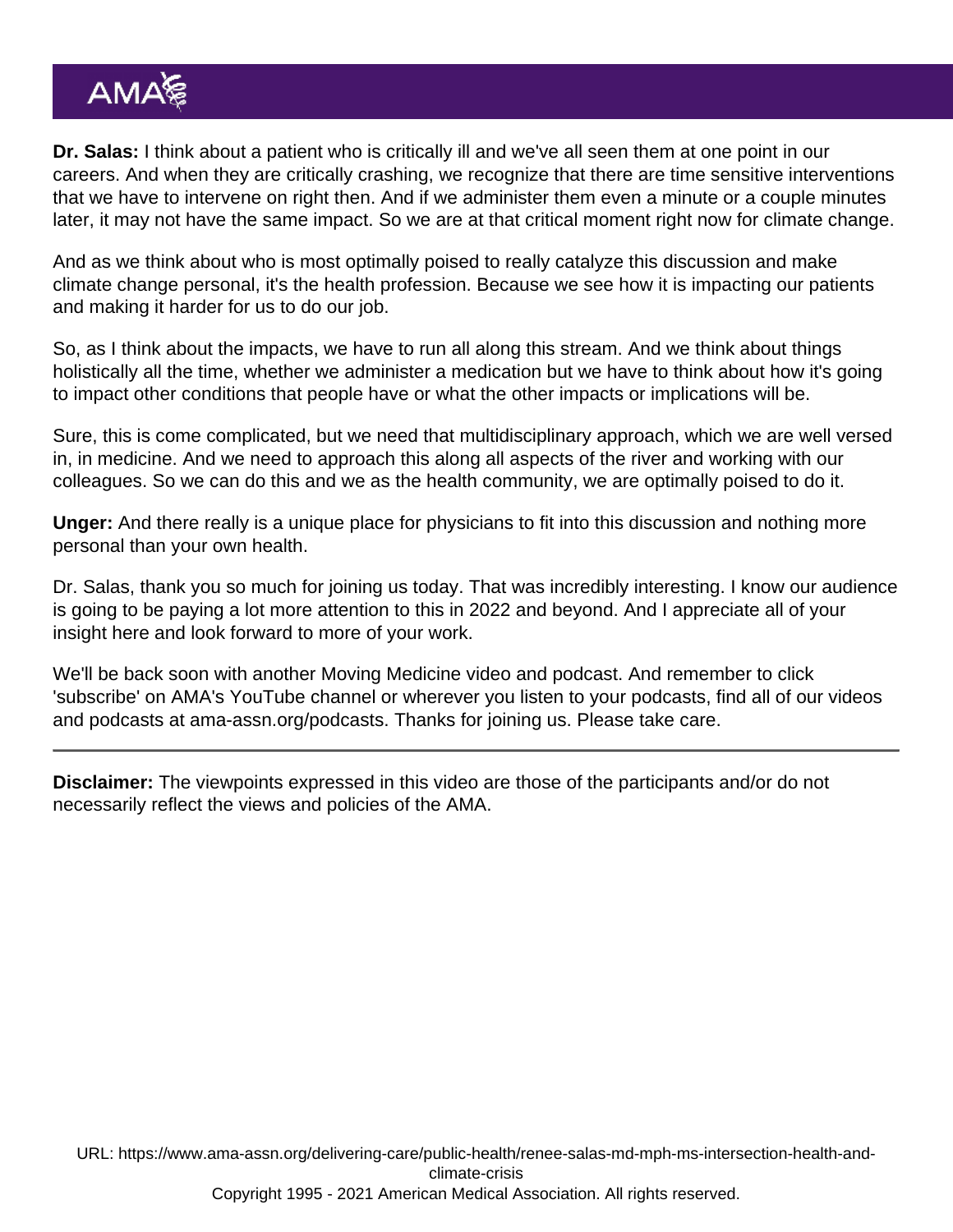**Dr. Salas:** I think about a patient who is critically ill and we've all seen them at one point in our careers. And when they are critically crashing, we recognize that there are time sensitive interventions that we have to intervene on right then. And if we administer them even a minute or a couple minutes later, it may not have the same impact. So we are at that critical moment right now for climate change.

And as we think about who is most optimally poised to really catalyze this discussion and make climate change personal, it's the health profession. Because we see how it is impacting our patients and making it harder for us to do our job.

So, as I think about the impacts, we have to run all along this stream. And we think about things holistically all the time, whether we administer a medication but we have to think about how it's going to impact other conditions that people have or what the other impacts or implications will be.

Sure, this is come complicated, but we need that multidisciplinary approach, which we are well versed in, in medicine. And we need to approach this along all aspects of the river and working with our colleagues. So we can do this and we as the health community, we are optimally poised to do it.

**Unger:** And there really is a unique place for physicians to fit into this discussion and nothing more personal than your own health.

Dr. Salas, thank you so much for joining us today. That was incredibly interesting. I know our audience is going to be paying a lot more attention to this in 2022 and beyond. And I appreciate all of your insight here and look forward to more of your work.

We'll be back soon with another Moving Medicine video and podcast. And remember to click 'subscribe' on AMA's YouTube channel or wherever you listen to your podcasts, find all of our videos and podcasts at ama-assn.org/podcasts. Thanks for joining us. Please take care.

---

**Disclaimer:** The viewpoints expressed in this video are those of the participants and/or do not necessarily reflect the views and policies of the AMA.